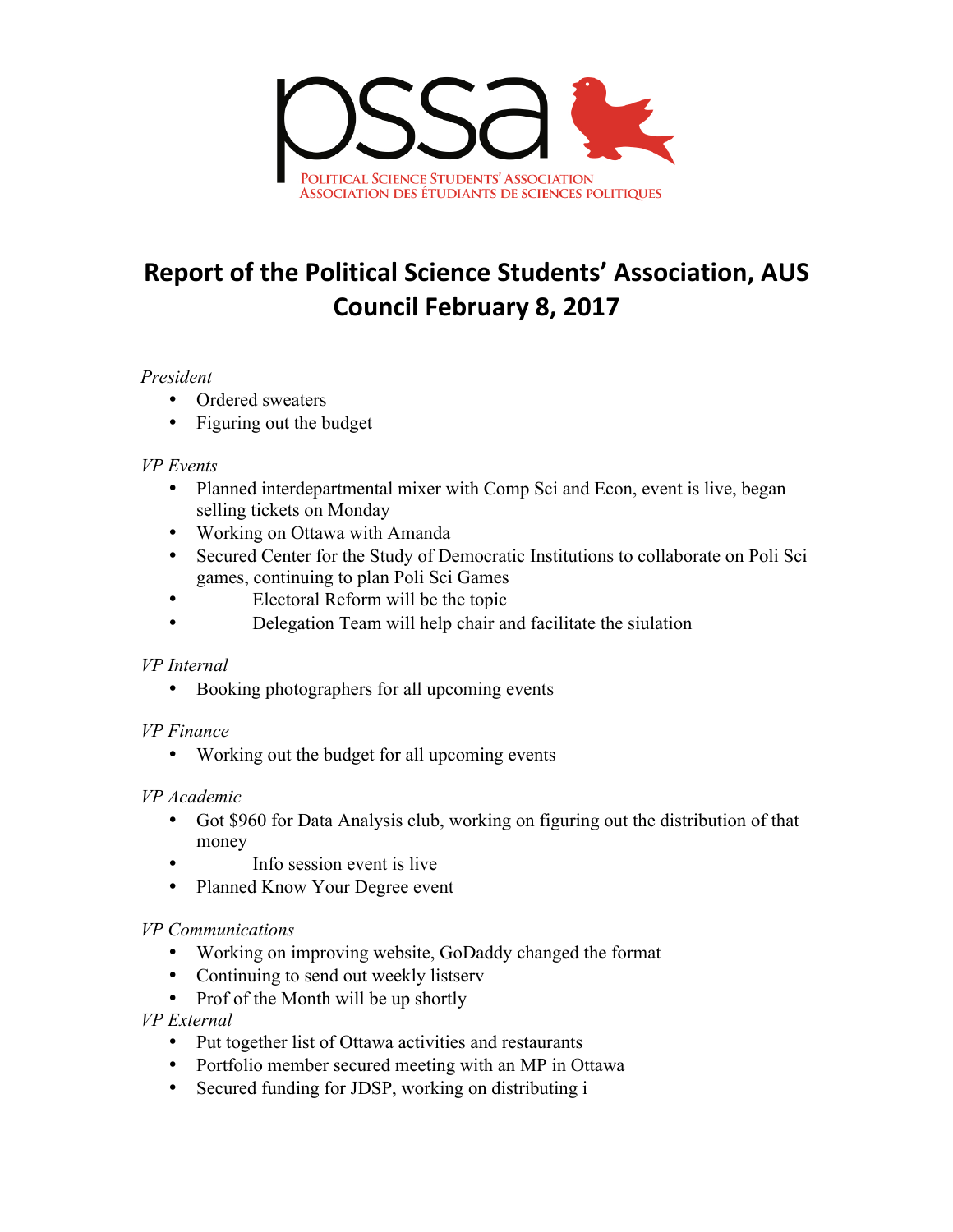pssa

POLITICAL SCIENCE STUDENTS' ASSOCIATION
ASSOCIATION DES ÉTUDIANTS DE SCIENCES POLITIQUES

# Report of the Political Science Students' Association, AUS Council February 8, 2017

*President*

- Ordered sweaters
- Figuring out the budget

*VP Events*

- Planned interdepartmental mixer with Comp Sci and Econ, event is live, began selling tickets on Monday
- Working on Ottawa with Amanda
- Secured Center for the Study of Democratic Institutions to collaborate on Poli Sci games, continuing to plan Poli Sci Games
- Electoral Reform will be the topic
- Delegation Team will help chair and facilitate the siulation

*VP Internal*

- Booking photographers for all upcoming events

*VP Finance*

- Working out the budget for all upcoming events

*VP Academic*

- Got $960 for Data Analysis club, working on figuring out the distribution of that money
- Info session event is live
- Planned Know Your Degree event

*VP Communications*

- Working on improving website, GoDaddy changed the format
- Continuing to send out weekly listserv
- Prof of the Month will be up shortly

*VP External*

- Put together list of Ottawa activities and restaurants
- Portfolio member secured meeting with an MP in Ottawa
- Secured funding for JDSP, working on distributing i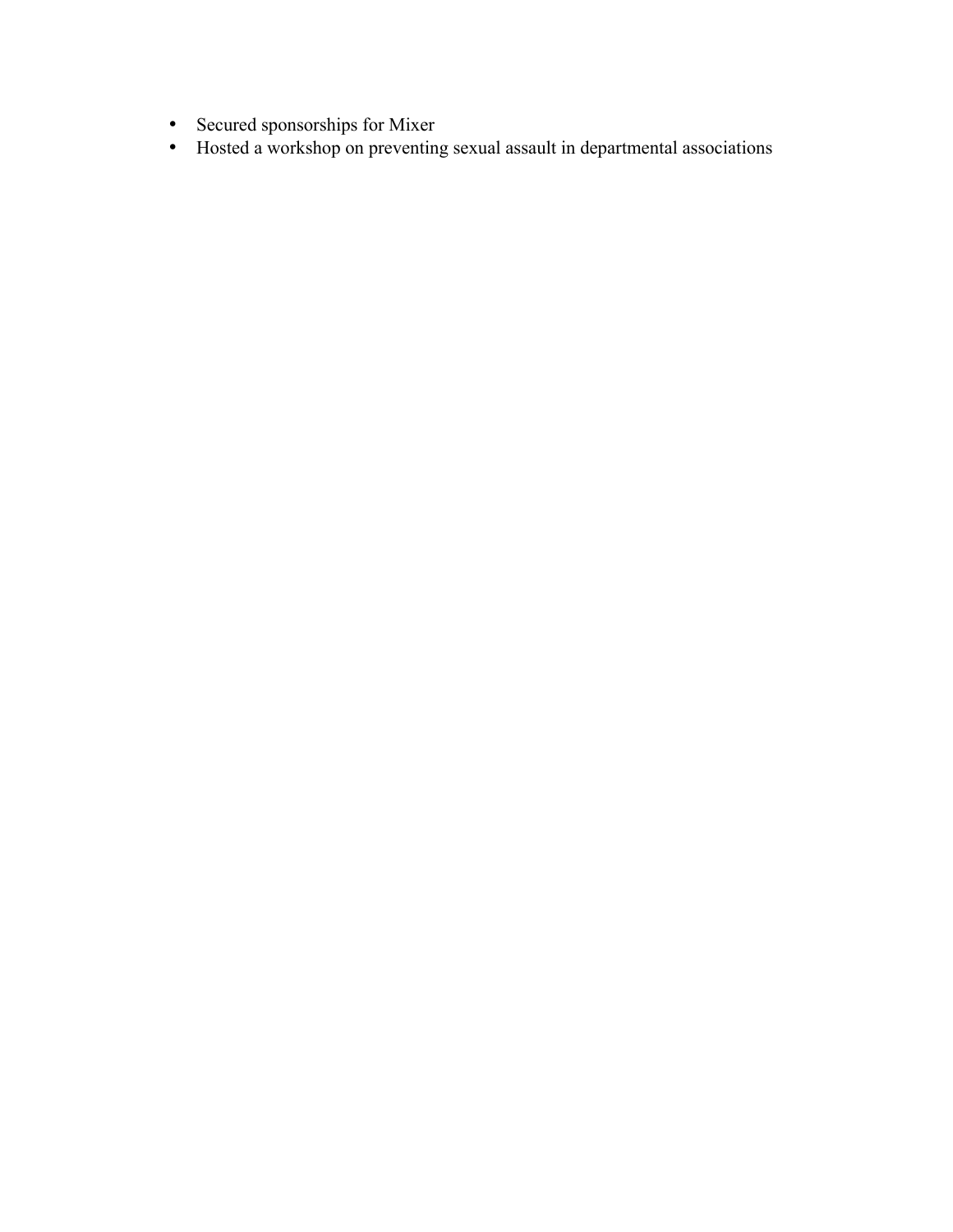- Secured sponsorships for Mixer
- Hosted a workshop on preventing sexual assault in departmental associations